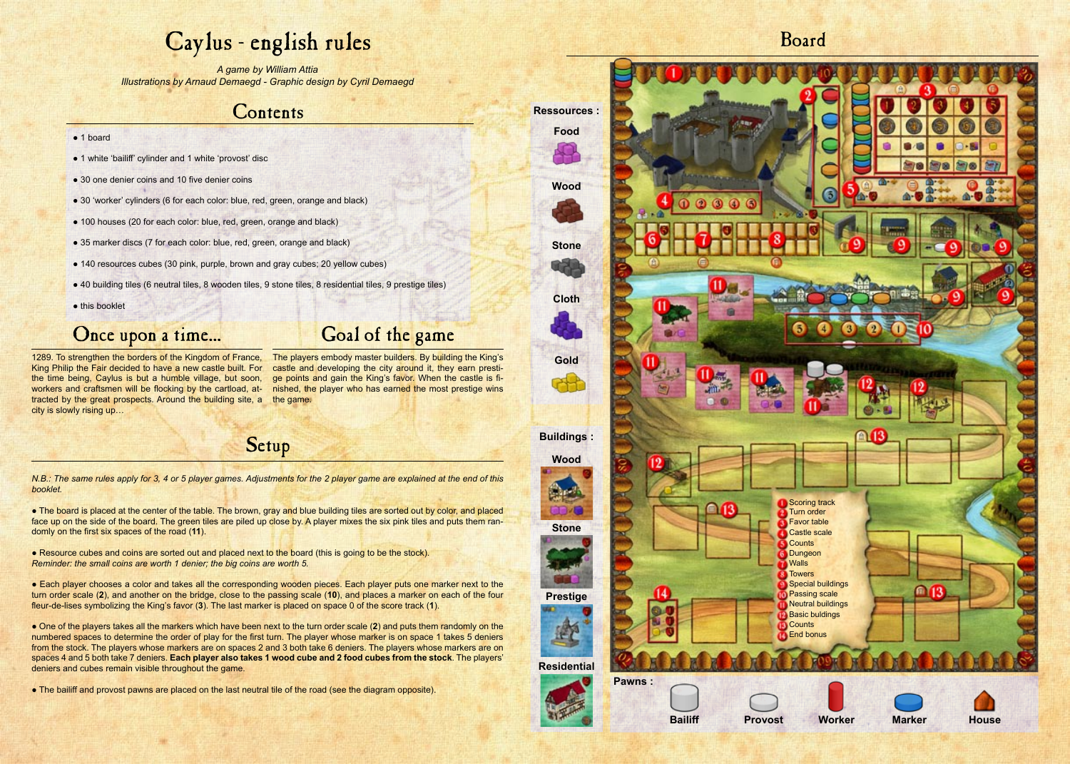# Caylus - english rules

*A game by William Attia*
*Illustrations by Arnaud Demaegd - Graphic design by Cyril Demaegd*

## Contents

- 1 board
- 1 white 'bailiff' cylinder and 1 white 'provost' disc
- 30 one denier coins and 10 five denier coins
- 30 'worker' cylinders (6 for each color: blue, red, green, orange and black)
- 100 houses (20 for each color: blue, red, green, orange and black)
- 35 marker discs (7 for each color: blue, red, green, orange and black)
- 140 resources cubes (30 pink, purple, brown and gray cubes; 20 yellow cubes)
- 40 building tiles (6 neutral tiles, 8 wooden tiles, 9 stone tiles, 8 residential tiles, 9 prestige tiles)
- this booklet

## Once upon a time...

1289. To strengthen the borders of the Kingdom of France, King Philip the Fair decided to have a new castle built. For the time being, Caylus is but a humble village, but soon, workers and craftsmen will be flocking by the cartload, attracted by the great prospects. Around the building site, a city is slowly rising up…

## Goal of the game

The players embody master builders. By building the King's castle and developing the city around it, they earn prestige points and gain the King's favor. When the castle is finished, the player who has earned the most prestige wins the game.

## Setup

*N.B.: The same rules apply for 3, 4 or 5 player games. Adjustments for the 2 player game are explained at the end of this booklet.*

- The board is placed at the center of the table. The brown, gray and blue building tiles are sorted out by color, and placed face up on the side of the board. The green tiles are piled up close by. A player mixes the six pink tiles and puts them randomly on the first six spaces of the road (**11**).

- Resource cubes and coins are sorted out and placed next to the board (this is going to be the stock).
*Reminder: the small coins are worth 1 denier; the big coins are worth 5.*

- Each player chooses a color and takes all the corresponding wooden pieces. Each player puts one marker next to the turn order scale (**2**), and another on the bridge, close to the passing scale (**10**), and places a marker on each of the four fleur-de-lises symbolizing the King's favor (**3**). The last marker is placed on space 0 of the score track (**1**).

- One of the players takes all the markers which have been next to the turn order scale (**2**) and puts them randomly on the numbered spaces to determine the order of play for the first turn. The player whose marker is on space 1 takes 5 deniers from the stock. The players whose markers are on spaces 2 and 3 both take 6 deniers. The players whose markers are on spaces 4 and 5 both take 7 deniers. **Each player also takes 1 wood cube and 2 food cubes from the stock**. The players' deniers and cubes remain visible throughout the game.

- The bailiff and provost pawns are placed on the last neutral tile of the road (see the diagram opposite).

## Board

**Ressources :** Food, Wood, Stone, Cloth, Gold

**Buildings :** Wood, Stone, Prestige, Residential

1. Scoring track
2. Turn order
3. Favor table
4. Castle scale
5. Counts
6. Dungeon
7. Walls
8. Towers
9. Special buildings
10. Passing scale
11. Neutral buildings
12. Basic buildings
13. Counts
14. End bonus

**Pawns :** Bailiff, Provost, Worker, Marker, House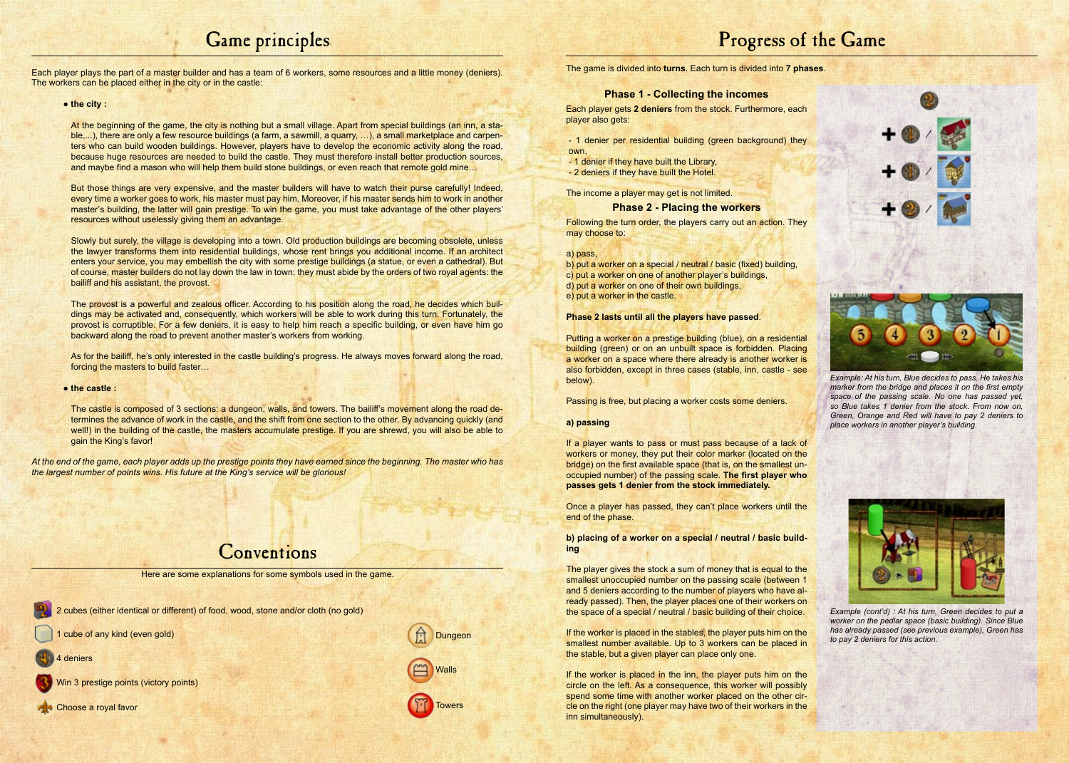# Game principles

Each player plays the part of a master builder and has a team of 6 workers, some resources and a little money (deniers). The workers can be placed either in the city or in the castle:

- **the city :**

At the beginning of the game, the city is nothing but a small village. Apart from special buildings (an inn, a stable,...), there are only a few resource buildings (a farm, a sawmill, a quarry, …), a small marketplace and carpenters who can build wooden buildings. However, players have to develop the economic activity along the road, because huge resources are needed to build the castle. They must therefore install better production sources, and maybe find a mason who will help them build stone buildings, or even reach that remote gold mine…

But those things are very expensive, and the master builders will have to watch their purse carefully! Indeed, every time a worker goes to work, his master must pay him. Moreover, if his master sends him to work in another master's building, the latter will gain prestige. To win the game, you must take advantage of the other players' resources without uselessly giving them an advantage.

Slowly but surely, the village is developing into a town. Old production buildings are becoming obsolete, unless the lawyer transforms them into residential buildings, whose rent brings you additional income. If an architect enters your service, you may embellish the city with some prestige buildings (a statue, or even a cathedral). But of course, master builders do not lay down the law in town; they must abide by the orders of two royal agents: the bailiff and his assistant, the provost.

The provost is a powerful and zealous officer. According to his position along the road, he decides which buildings may be activated and, consequently, which workers will be able to work during this turn. Fortunately, the provost is corruptible. For a few deniers, it is easy to help him reach a specific building, or even have him go backward along the road to prevent another master's workers from working.

As for the bailiff, he's only interested in the castle building's progress. He always moves forward along the road, forcing the masters to build faster…

- **the castle :**

The castle is composed of 3 sections: a dungeon, walls, and towers. The bailiff's movement along the road determines the advance of work in the castle, and the shift from one section to the other. By advancing quickly (and well!) in the building of the castle, the masters accumulate prestige. If you are shrewd, you will also be able to gain the King's favor!

*At the end of the game, each player adds up the prestige points they have earned since the beginning. The master who has the largest number of points wins. His future at the King's service will be glorious!*

# Conventions

Here are some explanations for some symbols used in the game.

- 2 cubes (either identical or different) of food, wood, stone and/or cloth (no gold)
- 1 cube of any kind (even gold)
- 4 deniers
- Win 3 prestige points (victory points)
- Choose a royal favor
- Dungeon
- Walls
- Towers

# Progress of the Game

The game is divided into **turns**. Each turn is divided into **7 phases**.

### Phase 1 - Collecting the incomes

Each player gets **2 deniers** from the stock. Furthermore, each player also gets:

- 1 denier per residential building (green background) they own,
- 1 denier if they have built the Library,
- 2 deniers if they have built the Hotel.

The income a player may get is not limited.

### Phase 2 - Placing the workers

Following the turn order, the players carry out an action. They may choose to:

a) pass,
b) put a worker on a special / neutral / basic (fixed) building,
c) put a worker on one of another player's buildings,
d) put a worker on one of their own buildings,
e) put a worker in the castle.

**Phase 2 lasts until all the players have passed**.

Putting a worker on a prestige building (blue), on a residential building (green) or on an unbuilt space is forbidden. Placing a worker on a space where there already is another worker is also forbidden, except in three cases (stable, inn, castle - see below).

Passing is free, but placing a worker costs some deniers.

**a) passing**

If a player wants to pass or must pass because of a lack of workers or money, they put their color marker (located on the bridge) on the first available space (that is, on the smallest unoccupied number) of the passing scale. **The first player who passes gets 1 denier from the stock immediately.**

Once a player has passed, they can't place workers until the end of the phase.

**b) placing of a worker on a special / neutral / basic building**

The player gives the stock a sum of money that is equal to the smallest unoccupied number on the passing scale (between 1 and 5 deniers according to the number of players who have already passed). Then, the player places one of their workers on the space of a special / neutral / basic building of their choice.

If the worker is placed in the stables, the player puts him on the smallest number available. Up to 3 workers can be placed in the stable, but a given player can place only one.

If the worker is placed in the inn, the player puts him on the circle on the left. As a consequence, this worker will possibly spend some time with another worker placed on the other circle on the right (one player may have two of their workers in the inn simultaneously).

*Example: At his turn, Blue decides to pass. He takes his marker from the bridge and places it on the first empty space of the passing scale. No one has passed yet, so Blue takes 1 denier from the stock. From now on, Green, Orange and Red will have to pay 2 deniers to place workers in another player's building.*

*Example (cont'd) : At his turn, Green decides to put a worker on the pedlar space (basic building). Since Blue has already passed (see previous example), Green has to pay 2 deniers for this action.*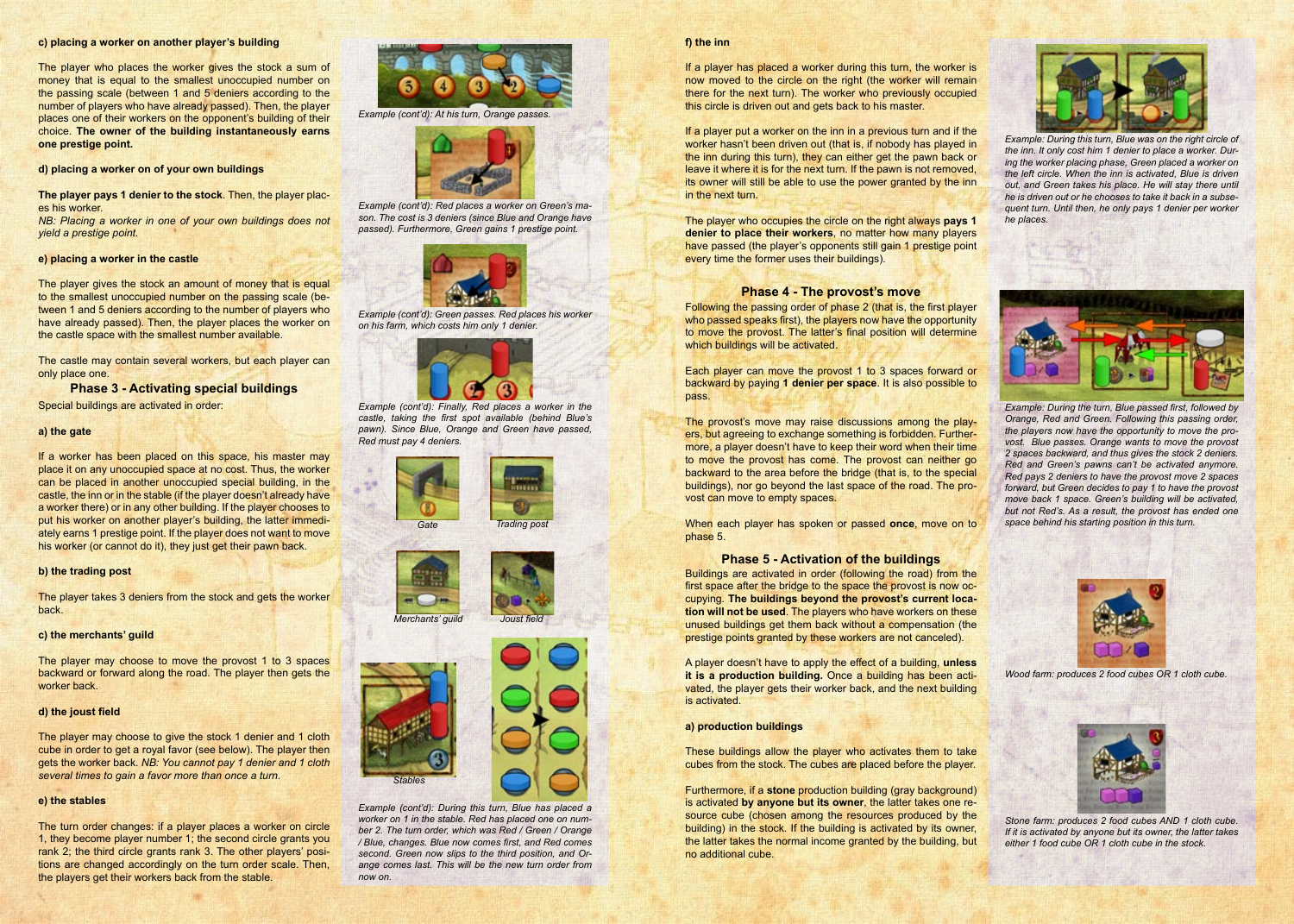#### c) placing a worker on another player's building

The player who places the worker gives the stock a sum of money that is equal to the smallest unoccupied number on the passing scale (between 1 and 5 deniers according to the number of players who have already passed). Then, the player places one of their workers on the opponent's building of their choice. **The owner of the building instantaneously earns one prestige point.**

#### d) placing a worker on of your own buildings

**The player pays 1 denier to the stock**. Then, the player places his worker.

*NB: Placing a worker in one of your own buildings does not yield a prestige point.*

#### e) placing a worker in the castle

The player gives the stock an amount of money that is equal to the smallest unoccupied number on the passing scale (between 1 and 5 deniers according to the number of players who have already passed). Then, the player places the worker on the castle space with the smallest number available.

The castle may contain several workers, but each player can only place one.

*Example (cont'd): At his turn, Orange passes.*

*Example (cont'd): Red places a worker on Green's mason. The cost is 3 deniers (since Blue and Orange have passed). Furthermore, Green gains 1 prestige point.*

*Example (cont'd): Green passes. Red places his worker on his farm, which costs him only 1 denier.*

*Example (cont'd): Finally, Red places a worker in the castle, taking the first spot available (behind Blue's pawn). Since Blue, Orange and Green have passed, Red must pay 4 deniers.*

## Phase 3 - Activating special buildings

Special buildings are activated in order:

#### a) the gate

If a worker has been placed on this space, his master may place it on any unoccupied space at no cost. Thus, the worker can be placed in another unoccupied special building, in the castle, the inn or in the stable (if the player doesn't already have a worker there) or in any other building. If the player chooses to put his worker on another player's building, the latter immediately earns 1 prestige point. If the player does not want to move his worker (or cannot do it), they just get their pawn back.

#### b) the trading post

The player takes 3 deniers from the stock and gets the worker back.

#### c) the merchants' guild

The player may choose to move the provost 1 to 3 spaces backward or forward along the road. The player then gets the worker back.

#### d) the joust field

The player may choose to give the stock 1 denier and 1 cloth cube in order to get a royal favor (see below). The player then gets the worker back. *NB: You cannot pay 1 denier and 1 cloth several times to gain a favor more than once a turn.*

#### e) the stables

The turn order changes: if a player places a worker on circle 1, they become player number 1; the second circle grants you rank 2; the third circle grants rank 3. The other players' positions are changed accordingly on the turn order scale. Then, the players get their workers back from the stable.

Gate

Trading post

Merchants' guild

Joust field

Stables

*Example (cont'd): During this turn, Blue has placed a worker on 1 in the stable. Red has placed one on number 2. The turn order, which was Red / Green / Orange / Blue, changes. Blue now comes first, and Red comes second. Green now slips to the third position, and Orange comes last. This will be the new turn order from now on.*

#### f) the inn

If a player has placed a worker during this turn, the worker is now moved to the circle on the right (the worker will remain there for the next turn). The worker who previously occupied this circle is driven out and gets back to his master.

If a player put a worker on the inn in a previous turn and if the worker hasn't been driven out (that is, if nobody has played in the inn during this turn), they can either get the pawn back or leave it where it is for the next turn. If the pawn is not removed, its owner will still be able to use the power granted by the inn in the next turn.

The player who occupies the circle on the right always **pays 1 denier to place their workers**, no matter how many players have passed (the player's opponents still gain 1 prestige point every time the former uses their buildings).

*Example: During this turn, Blue was on the right circle of the inn. It only cost him 1 denier to place a worker. During the worker placing phase, Green placed a worker on the left circle. When the inn is activated, Blue is driven out, and Green takes his place. He will stay there until he is driven out or he chooses to take it back in a subsequent turn. Until then, he only pays 1 denier per worker he places.*

## Phase 4 - The provost's move

Following the passing order of phase 2 (that is, the first player who passed speaks first), the players now have the opportunity to move the provost. The latter's final position will determine which buildings will be activated.

Each player can move the provost 1 to 3 spaces forward or backward by paying **1 denier per space**. It is also possible to pass.

The provost's move may raise discussions among the players, but agreeing to exchange something is forbidden. Furthermore, a player doesn't have to keep their word when their time to move the provost has come. The provost can neither go backward to the area before the bridge (that is, to the special buildings), nor go beyond the last space of the road. The provost can move to empty spaces.

When each player has spoken or passed **once**, move on to phase 5.

*Example: During the turn, Blue passed first, followed by Orange, Red and Green. Following this passing order, the players now have the opportunity to move the provost. Blue passes. Orange wants to move the provost 2 spaces backward, and thus gives the stock 2 deniers. Red and Green's pawns can't be activated anymore. Red pays 2 deniers to have the provost move 2 spaces forward, but Green decides to pay 1 to have the provost move back 1 space. Green's building will be activated, but not Red's. As a result, the provost has ended one space behind his starting position in this turn.*

## Phase 5 - Activation of the buildings

Buildings are activated in order (following the road) from the first space after the bridge to the space the provost is now occupying. **The buildings beyond the provost's current location will not be used**. The players who have workers on these unused buildings get them back without a compensation (the prestige points granted by these workers are not canceled).

A player doesn't have to apply the effect of a building, **unless it is a production building.** Once a building has been activated, the player gets their worker back, and the next building is activated.

#### a) production buildings

These buildings allow the player who activates them to take cubes from the stock. The cubes are placed before the player.

Furthermore, if a **stone** production building (gray background) is activated **by anyone but its owner**, the latter takes one resource cube (chosen among the resources produced by the building) in the stock. If the building is activated by its owner, the latter takes the normal income granted by the building, but no additional cube.

*Wood farm: produces 2 food cubes OR 1 cloth cube.*

*Stone farm: produces 2 food cubes AND 1 cloth cube. If it is activated by anyone but its owner, the latter takes either 1 food cube OR 1 cloth cube in the stock.*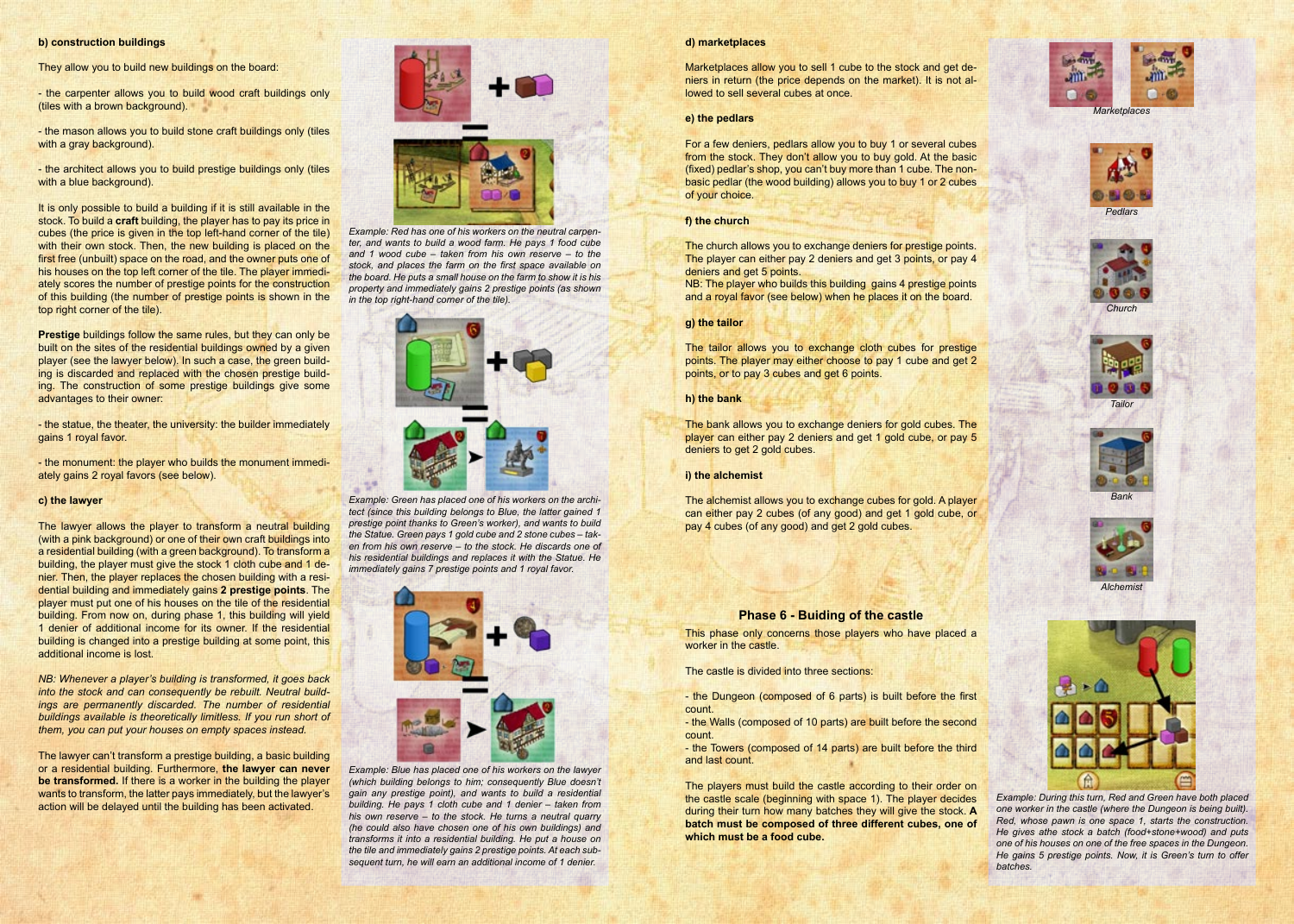### b) construction buildings

They allow you to build new buildings on the board:

- the carpenter allows you to build wood craft buildings only (tiles with a brown background).

- the mason allows you to build stone craft buildings only (tiles with a gray background).

- the architect allows you to build prestige buildings only (tiles with a blue background).

It is only possible to build a building if it is still available in the stock. To build a **craft** building, the player has to pay its price in cubes (the price is given in the top left-hand corner of the tile) with their own stock. Then, the new building is placed on the first free (unbuilt) space on the road, and the owner puts one of his houses on the top left corner of the tile. The player immediately scores the number of prestige points for the construction of this building (the number of prestige points is shown in the top right corner of the tile).

**Prestige** buildings follow the same rules, but they can only be built on the sites of the residential buildings owned by a given player (see the lawyer below). In such a case, the green building is discarded and replaced with the chosen prestige building. The construction of some prestige buildings give some advantages to their owner:

- the statue, the theater, the university: the builder immediately gains 1 royal favor.

- the monument: the player who builds the monument immediately gains 2 royal favors (see below).

*Example: Red has one of his workers on the neutral carpenter, and wants to build a wood farm. He pays 1 food cube and 1 wood cube – taken from his own reserve – to the stock, and places the farm on the first space available on the board. He puts a small house on the farm to show it is his property and immediately gains 2 prestige points (as shown in the top right-hand corner of the tile).*

*Example: Green has placed one of his workers on the architect (since this building belongs to Blue, the latter gained 1 prestige point thanks to Green's worker), and wants to build the Statue. Green pays 1 gold cube and 2 stone cubes – taken from his own reserve – to the stock. He discards one of his residential buildings and replaces it with the Statue. He immediately gains 7 prestige points and 1 royal favor.*

### c) the lawyer

The lawyer allows the player to transform a neutral building (with a pink background) or one of their own craft buildings into a residential building (with a green background). To transform a building, the player must give the stock 1 cloth cube and 1 denier. Then, the player replaces the chosen building with a residential building and immediately gains **2 prestige points**. The player must put one of his houses on the tile of the residential building. From now on, during phase 1, this building will yield 1 denier of additional income for its owner. If the residential building is changed into a prestige building at some point, this additional income is lost.

*NB: Whenever a player's building is transformed, it goes back into the stock and can consequently be rebuilt. Neutral buildings are permanently discarded. The number of residential buildings available is theoretically limitless. If you run short of them, you can put your houses on empty spaces instead.*

The lawyer can't transform a prestige building, a basic building or a residential building. Furthermore, **the lawyer can never be transformed.** If there is a worker in the building the player wants to transform, the latter pays immediately, but the lawyer's action will be delayed until the building has been activated.

*Example: Blue has placed one of his workers on the lawyer (which building belongs to him; consequently Blue doesn't gain any prestige point), and wants to build a residential building. He pays 1 cloth cube and 1 denier – taken from his own reserve – to the stock. He turns a neutral quarry (he could also have chosen one of his own buildings) and transforms it into a residential building. He put a house on the tile and immediately gains 2 prestige points. At each subsequent turn, he will earn an additional income of 1 denier.*

### d) marketplaces

Marketplaces allow you to sell 1 cube to the stock and get deniers in return (the price depends on the market). It is not allowed to sell several cubes at once.

### e) the pedlars

For a few deniers, pedlars allow you to buy 1 or several cubes from the stock. They don't allow you to buy gold. At the basic (fixed) pedlar's shop, you can't buy more than 1 cube. The non-basic pedlar (the wood building) allows you to buy 1 or 2 cubes of your choice.

### f) the church

The church allows you to exchange deniers for prestige points. The player can either pay 2 deniers and get 3 points, or pay 4 deniers and get 5 points.
NB: The player who builds this building gains 4 prestige points and a royal favor (see below) when he places it on the board.

### g) the tailor

The tailor allows you to exchange cloth cubes for prestige points. The player may either choose to pay 1 cube and get 2 points, or to pay 3 cubes and get 6 points.

### h) the bank

The bank allows you to exchange deniers for gold cubes. The player can either pay 2 deniers and get 1 gold cube, or pay 5 deniers to get 2 gold cubes.

### i) the alchemist

The alchemist allows you to exchange cubes for gold. A player can either pay 2 cubes (of any good) and get 1 gold cube, or pay 4 cubes (of any good) and get 2 gold cubes.

Marketplaces

Pedlars

Church

Tailor

Bank

Alchemist

## Phase 6 - Buiding of the castle

This phase only concerns those players who have placed a worker in the castle.

The castle is divided into three sections:

- the Dungeon (composed of 6 parts) is built before the first count.
- the Walls (composed of 10 parts) are built before the second count.
- the Towers (composed of 14 parts) are built before the third and last count.

The players must build the castle according to their order on the castle scale (beginning with space 1). The player decides during their turn how many batches they will give the stock. **A batch must be composed of three different cubes, one of which must be a food cube.**

*Example: During this turn, Red and Green have both placed one worker in the castle (where the Dungeon is being built). Red, whose pawn is one space 1, starts the construction. He gives athe stock a batch (food+stone+wood) and puts one of his houses on one of the free spaces in the Dungeon. He gains 5 prestige points. Now, it is Green's turn to offer batches.*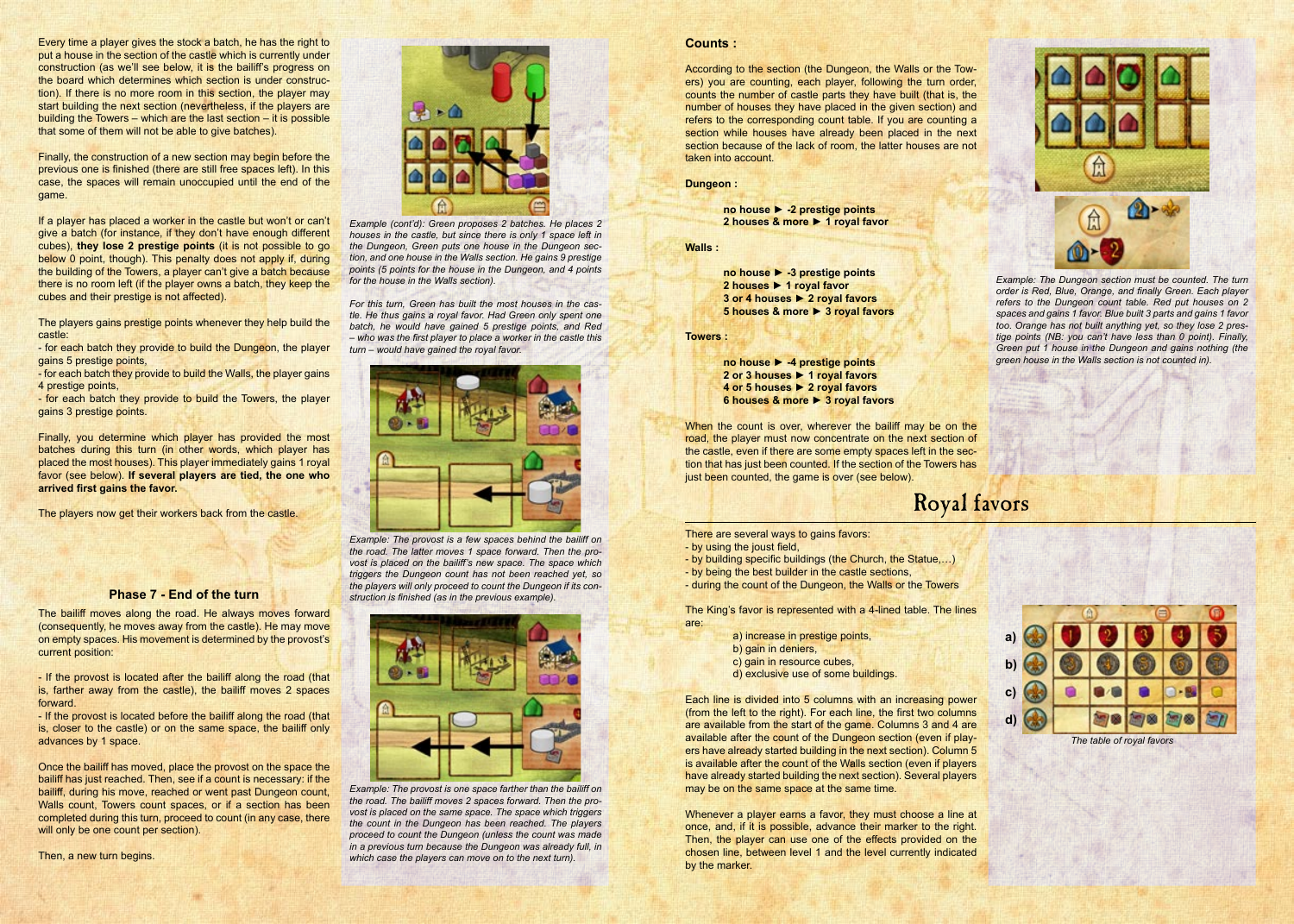Every time a player gives the stock a batch, he has the right to put a house in the section of the castle which is currently under construction (as we'll see below, it is the bailiff's progress on the board which determines which section is under construction). If there is no more room in this section, the player may start building the next section (nevertheless, if the players are building the Towers – which are the last section – it is possible that some of them will not be able to give batches).

Finally, the construction of a new section may begin before the previous one is finished (there are still free spaces left). In this case, the spaces will remain unoccupied until the end of the game.

If a player has placed a worker in the castle but won't or can't give a batch (for instance, if they don't have enough different cubes), **they lose 2 prestige points** (it is not possible to go below 0 point, though). This penalty does not apply if, during the building of the Towers, a player can't give a batch because there is no room left (if the player owns a batch, they keep the cubes and their prestige is not affected).

The players gains prestige points whenever they help build the castle:
- for each batch they provide to build the Dungeon, the player gains 5 prestige points,
- for each batch they provide to build the Walls, the player gains 4 prestige points,
- for each batch they provide to build the Towers, the player gains 3 prestige points.

Finally, you determine which player has provided the most batches during this turn (in other words, which player has placed the most houses). This player immediately gains 1 royal favor (see below). **If several players are tied, the one who arrived first gains the favor.**

The players now get their workers back from the castle.

*Example (cont'd): Green proposes 2 batches. He places 2 houses in the castle, but since there is only 1 space left in the Dungeon, Green puts one house in the Dungeon section, and one house in the Walls section. He gains 9 prestige points (5 points for the house in the Dungeon, and 4 points for the house in the Walls section).*

*For this turn, Green has built the most houses in the castle. He thus gains a royal favor. Had Green only spent one batch, he would have gained 5 prestige points, and Red – who was the first player to place a worker in the castle this turn – would have gained the royal favor.*

### Phase 7 - End of the turn

The bailiff moves along the road. He always moves forward (consequently, he moves away from the castle). He may move on empty spaces. His movement is determined by the provost's current position:

- If the provost is located after the bailiff along the road (that is, farther away from the castle), the bailiff moves 2 spaces forward.
- If the provost is located before the bailiff along the road (that is, closer to the castle) or on the same space, the bailiff only advances by 1 space.

Once the bailiff has moved, place the provost on the space the bailiff has just reached. Then, see if a count is necessary: if the bailiff, during his move, reached or went past Dungeon count, Walls count, Towers count spaces, or if a section has been completed during this turn, proceed to count (in any case, there will only be one count per section).

Then, a new turn begins.

*Example: The provost is a few spaces behind the bailiff on the road. The latter moves 1 space forward. Then the provost is placed on the bailiff's new space. The space which triggers the Dungeon count has not been reached yet, so the players will only proceed to count the Dungeon if its construction is finished (as in the previous example).*

*Example: The provost is one space farther than the bailiff on the road. The bailiff moves 2 spaces forward. Then the provost is placed on the same space. The space which triggers the count in the Dungeon has been reached. The players proceed to count the Dungeon (unless the count was made in a previous turn because the Dungeon was already full, in which case the players can move on to the next turn).*

### Counts :

According to the section (the Dungeon, the Walls or the Towers) you are counting, each player, following the turn order, counts the number of castle parts they have built (that is, the number of houses they have placed in the given section) and refers to the corresponding count table. If you are counting a section while houses have already been placed in the next section because of the lack of room, the latter houses are not taken into account.

**Dungeon :**

**no house ► -2 prestige points**
**2 houses & more ► 1 royal favor**

**Walls :**

**no house ► -3 prestige points**
**2 houses ► 1 royal favor**
**3 or 4 houses ► 2 royal favors**
**5 houses & more ► 3 royal favors**

**Towers :**

**no house ► -4 prestige points**
**2 or 3 houses ► 1 royal favors**
**4 or 5 houses ► 2 royal favors**
**6 houses & more ► 3 royal favors**

When the count is over, wherever the bailiff may be on the road, the player must now concentrate on the next section of the castle, even if there are some empty spaces left in the section that has just been counted. If the section of the Towers has just been counted, the game is over (see below).

*Example: The Dungeon section must be counted. The turn order is Red, Blue, Orange, and finally Green. Each player refers to the Dungeon count table. Red put houses on 2 spaces and gains 1 favor. Blue built 3 parts and gains 1 favor too. Orange has not built anything yet, so they lose 2 prestige points (NB: you can't have less than 0 point). Finally, Green put 1 house in the Dungeon and gains nothing (the green house in the Walls section is not counted in).*

## Royal favors

There are several ways to gains favors:
- by using the joust field,
- by building specific buildings (the Church, the Statue,…)
- by being the best builder in the castle sections,
- during the count of the Dungeon, the Walls or the Towers

The King's favor is represented with a 4-lined table. The lines are:

a) increase in prestige points,
b) gain in deniers,
c) gain in resource cubes,
d) exclusive use of some buildings.

Each line is divided into 5 columns with an increasing power (from the left to the right). For each line, the first two columns are available from the start of the game. Columns 3 and 4 are available after the count of the Dungeon section (even if players have already started building in the next section). Column 5 is available after the count of the Walls section (even if players have already started building the next section). Several players may be on the same space at the same time.

Whenever a player earns a favor, they must choose a line at once, and, if it is possible, advance their marker to the right. Then, the player can use one of the effects provided on the chosen line, between level 1 and the level currently indicated by the marker.

*The table of royal favors*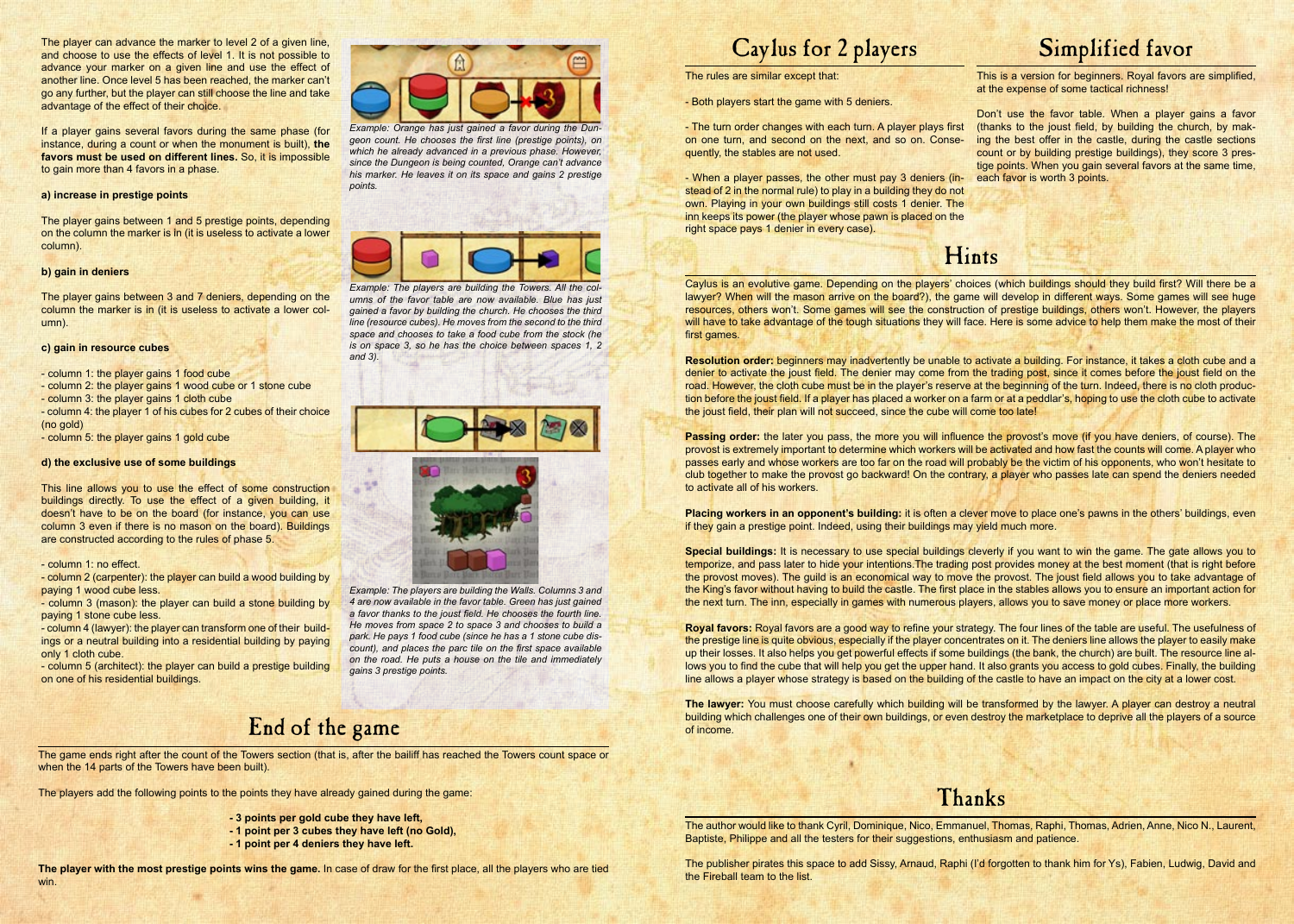The player can advance the marker to level 2 of a given line, and choose to use the effects of level 1. It is not possible to advance your marker on a given line and use the effect of another line. Once level 5 has been reached, the marker can't go any further, but the player can still choose the line and take advantage of the effect of their choice.

If a player gains several favors during the same phase (for instance, during a count or when the monument is built), **the favors must be used on different lines.** So, it is impossible to gain more than 4 favors in a phase.

**a) increase in prestige points**

The player gains between 1 and 5 prestige points, depending on the column the marker is in (it is useless to activate a lower column).

**b) gain in deniers**

The player gains between 3 and 7 deniers, depending on the column the marker is in (it is useless to activate a lower column).

**c) gain in resource cubes**

- column 1: the player gains 1 food cube
- column 2: the player gains 1 wood cube or 1 stone cube
- column 3: the player gains 1 cloth cube
- column 4: the player 1 of his cubes for 2 cubes of their choice (no gold)
- column 5: the player gains 1 gold cube

**d) the exclusive use of some buildings**

This line allows you to use the effect of some construction buildings directly. To use the effect of a given building, it doesn't have to be on the board (for instance, you can use column 3 even if there is no mason on the board). Buildings are constructed according to the rules of phase 5.

- column 1: no effect.
- column 2 (carpenter): the player can build a wood building by paying 1 wood cube less.
- column 3 (mason): the player can build a stone building by paying 1 stone cube less.
- column 4 (lawyer): the player can transform one of their buildings or a neutral building into a residential building by paying only 1 cloth cube.
- column 5 (architect): the player can build a prestige building on one of his residential buildings.

*Example: Orange has just gained a favor during the Dungeon count. He chooses the first line (prestige points), on which he already advanced in a previous phase. However, since the Dungeon is being counted, Orange can't advance his marker. He leaves it on its space and gains 2 prestige points.*

*Example: The players are building the Towers. All the columns of the favor table are now available. Blue has just gained a favor by building the church. He chooses the third line (resource cubes). He moves from the second to the third space and chooses to take a food cube from the stock (he is on space 3, so he has the choice between spaces 1, 2 and 3).*

*Example: The players are building the Walls. Columns 3 and 4 are now available in the favor table. Green has just gained a favor thanks to the joust field. He chooses the fourth line. He moves from space 2 to space 3 and chooses to build a park. He pays 1 food cube (since he has a 1 stone cube discount), and places the parc tile on the first space available on the road. He puts a house on the tile and immediately gains 3 prestige points.*

# End of the game

The game ends right after the count of the Towers section (that is, after the bailiff has reached the Towers count space or when the 14 parts of the Towers have been built).

The players add the following points to the points they have already gained during the game:

- **3 points per gold cube they have left,**
- **1 point per 3 cubes they have left (no Gold),**
- **1 point per 4 deniers they have left.**

**The player with the most prestige points wins the game.** In case of draw for the first place, all the players who are tied win.

# Caylus for 2 players

The rules are similar except that:

- Both players start the game with 5 deniers.

- The turn order changes with each turn. A player plays first on one turn, and second on the next, and so on. Consequently, the stables are not used.

- When a player passes, the other must pay 3 deniers (instead of 2 in the normal rule) to play in a building they do not own. Playing in your own buildings still costs 1 denier. The inn keeps its power (the player whose pawn is placed on the right space pays 1 denier in every case).

# Simplified favor

This is a version for beginners. Royal favors are simplified, at the expense of some tactical richness!

Don't use the favor table. When a player gains a favor (thanks to the joust field, by building the church, by making the best offer in the castle, during the castle sections count or by building prestige buildings), they score 3 prestige points. When you gain several favors at the same time, each favor is worth 3 points.

# Hints

Caylus is an evolutive game. Depending on the players' choices (which buildings should they build first? Will there be a lawyer? When will the mason arrive on the board?), the game will develop in different ways. Some games will see huge resources, others won't. Some games will see the construction of prestige buildings, others won't. However, the players will have to take advantage of the tough situations they will face. Here is some advice to help them make the most of their first games.

**Resolution order:** beginners may inadvertently be unable to activate a building. For instance, it takes a cloth cube and a denier to activate the joust field. The denier may come from the trading post, since it comes before the joust field on the road. However, the cloth cube must be in the player's reserve at the beginning of the turn. Indeed, there is no cloth production before the joust field. If a player has placed a worker on a farm or at a peddlar's, hoping to use the cloth cube to activate the joust field, their plan will not succeed, since the cube will come too late!

**Passing order:** the later you pass, the more you will influence the provost's move (if you have deniers, of course). The provost is extremely important to determine which workers will be activated and how fast the counts will come. A player who passes early and whose workers are too far on the road will probably be the victim of his opponents, who won't hesitate to club together to make the provost go backward! On the contrary, a player who passes late can spend the deniers needed to activate all of his workers.

**Placing workers in an opponent's building:** it is often a clever move to place one's pawns in the others' buildings, even if they gain a prestige point. Indeed, using their buildings may yield much more.

**Special buildings:** It is necessary to use special buildings cleverly if you want to win the game. The gate allows you to temporize, and pass later to hide your intentions.The trading post provides money at the best moment (that is right before the provost moves). The guild is an economical way to move the provost. The joust field allows you to take advantage of the King's favor without having to build the castle. The first place in the stables allows you to ensure an important action for the next turn. The inn, especially in games with numerous players, allows you to save money or place more workers.

**Royal favors:** Royal favors are a good way to refine your strategy. The four lines of the table are useful. The usefulness of the prestige line is quite obvious, especially if the player concentrates on it. The deniers line allows the player to easily make up their losses. It also helps you get powerful effects if some buildings (the bank, the church) are built. The resource line allows you to find the cube that will help you get the upper hand. It also grants you access to gold cubes. Finally, the building line allows a player whose strategy is based on the building of the castle to have an impact on the city at a lower cost.

**The lawyer:** You must choose carefully which building will be transformed by the lawyer. A player can destroy a neutral building which challenges one of their own buildings, or even destroy the marketplace to deprive all the players of a source of income.

# Thanks

The author would like to thank Cyril, Dominique, Nico, Emmanuel, Thomas, Raphi, Thomas, Adrien, Anne, Nico N., Laurent, Baptiste, Philippe and all the testers for their suggestions, enthusiasm and patience.

The publisher pirates this space to add Sissy, Arnaud, Raphi (I'd forgotten to thank him for Ys), Fabien, Ludwig, David and the Fireball team to the list.